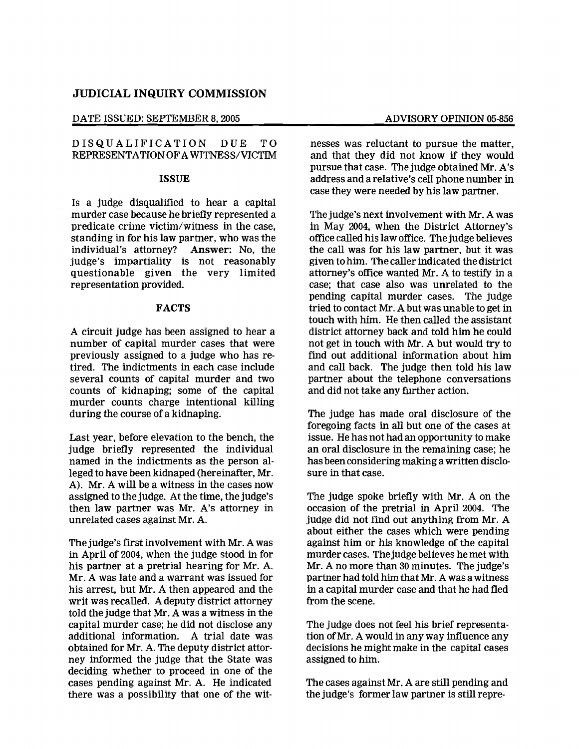# JUDICIAL INQUIRY COMMISSION

DATE ISSUED: SEPTEMBER 8, 2005

ADVISORY OPINION 05-856

## DISQUALIFICATION DUE TO REPRESENTATION OF A WITNESS/VICTIM

### ISSUE

Is a judge disqualified to hear a capital murder case because he briefly represented a predicate crime victim/witness in the case, standing in for his law partner, who was the individual's attorney? **Answer:** No, the judge's impartiality is not reasonably questionable given the very limited representation provided.

### FACTS

A circuit judge has been assigned to hear a number of capital murder cases that were previously assigned to a judge who has retired. The indictments in each case include several counts of capital murder and two counts of kidnaping; some of the capital murder counts charge intentional killing during the course of a kidnaping.

Last year, before elevation to the bench, the judge briefly represented the individual named in the indictments as the person alleged to have been kidnaped (hereinafter, Mr. A). Mr. A will be a witness in the cases now assigned to the judge. At the time, the judge's then law partner was Mr. A's attorney in unrelated cases against Mr. A.

The judge's first involvement with Mr. A was in April of 2004, when the judge stood in for his partner at a pretrial hearing for Mr. A. Mr. A was late and a warrant was issued for his arrest, but Mr. A then appeared and the writ was recalled. A deputy district attorney told the judge that Mr. A was a witness in the capital murder case; he did not disclose any additional information. A trial date was obtained for Mr. A. The deputy district attorney informed the judge that the State was deciding whether to proceed in one of the cases pending against Mr. A. He indicated there was a possibility that one of the witnesses was reluctant to pursue the matter, and that they did not know if they would pursue that case. The judge obtained Mr. A's address and a relative's cell phone number in case they were needed by his law partner.

The judge's next involvement with Mr. A was in May 2004, when the District Attorney's office called his law office. The judge believes the call was for his law partner, but it was given to him. The caller indicated the district attorney's office wanted Mr. A to testify in a case; that case also was unrelated to the pending capital murder cases. The judge tried to contact Mr. A but was unable to get in touch with him. He then called the assistant district attorney back and told him he could not get in touch with Mr. A but would try to find out additional information about him and call back. The judge then told his law partner about the telephone conversations and did not take any further action.

The judge has made oral disclosure of the foregoing facts in all but one of the cases at issue. He has not had an opportunity to make an oral disclosure in the remaining case; he has been considering making a written disclosure in that case.

The judge spoke briefly with Mr. A on the occasion of the pretrial in April 2004. The judge did not find out anything from Mr. A about either the cases which were pending against him or his knowledge of the capital murder cases. The judge believes he met with Mr. A no more than 30 minutes. The judge's partner had told him that Mr. A was a witness in a capital murder case and that he had fled from the scene.

The judge does not feel his brief representation of Mr. A would in any way influence any decisions he might make in the capital cases assigned to him.

The cases against Mr. A are still pending and the judge's former law partner is still repre-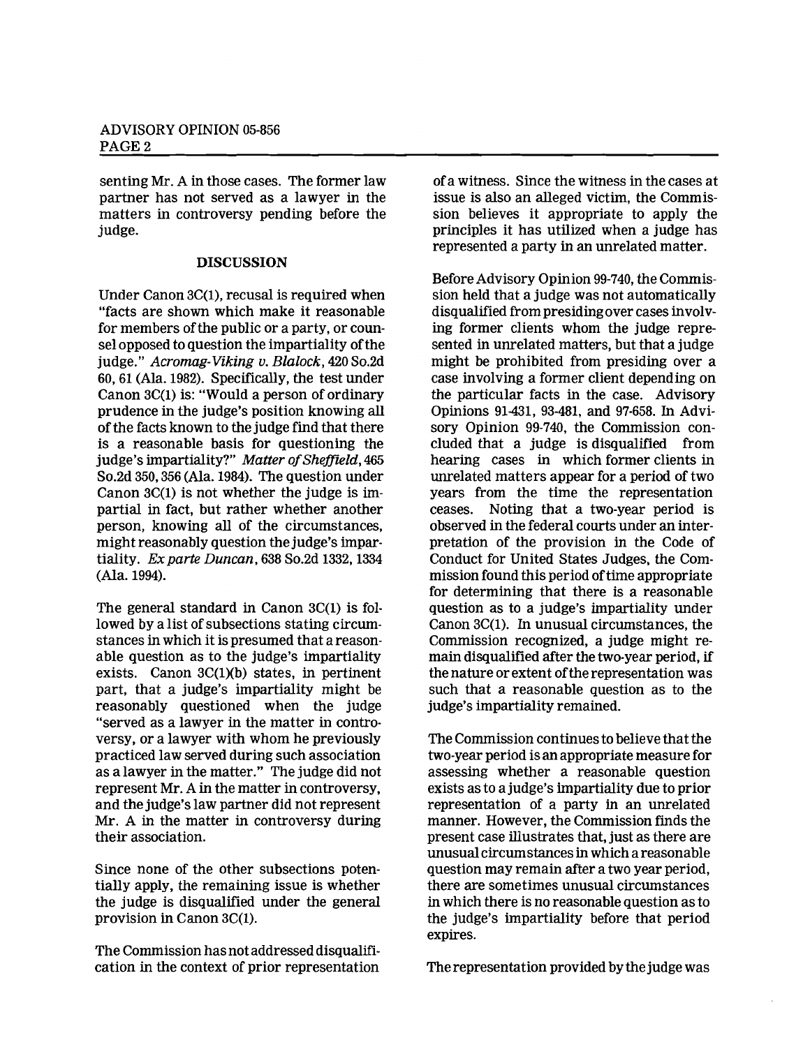senting Mr. A in those cases. The former law partner has not served as a lawyer in the matters in controversy pending before the judge.

## DISCUSSION

Under Canon 3C(1), recusal is required when "facts are shown which make it reasonable for members of the public or a party, or counsel opposed to question the impartiality of the judge." *Acromag-Viking v. Blalock*, 420 So.2d 60, 61 (Ala. 1982). Specifically, the test under Canon 3C(1) is: "Would a person of ordinary prudence in the judge's position knowing all of the facts known to the judge find that there is a reasonable basis for questioning the judge's impartiality?" *Matter of Sheffield*, 465 So.2d 350, 356 (Ala. 1984). The question under Canon 3C(1) is not whether the judge is impartial in fact, but rather whether another person, knowing all of the circumstances, might reasonably question the judge's impartiality. *Ex parte Duncan*, 638 So.2d 1332, 1334 (Ala. 1994).

The general standard in Canon 3C(1) is followed by a list of subsections stating circumstances in which it is presumed that a reasonable question as to the judge's impartiality exists. Canon 3C(1)(b) states, in pertinent part, that a judge's impartiality might be reasonably questioned when the judge "served as a lawyer in the matter in controversy, or a lawyer with whom he previously practiced law served during such association as a lawyer in the matter." The judge did not represent Mr. A in the matter in controversy, and the judge's law partner did not represent Mr. A in the matter in controversy during their association.

Since none of the other subsections potentially apply, the remaining issue is whether the judge is disqualified under the general provision in Canon 3C(1).

The Commission has not addressed disqualification in the context of prior representation of a witness. Since the witness in the cases at issue is also an alleged victim, the Commission believes it appropriate to apply the principles it has utilized when a judge has represented a party in an unrelated matter.

Before Advisory Opinion 99-740, the Commission held that a judge was not automatically disqualified from presiding over cases involving former clients whom the judge represented in unrelated matters, but that a judge might be prohibited from presiding over a case involving a former client depending on the particular facts in the case. Advisory Opinions 91-431, 93-481, and 97-658. In Advisory Opinion 99-740, the Commission concluded that a judge is disqualified from hearing cases in which former clients in unrelated matters appear for a period of two years from the time the representation ceases. Noting that a two-year period is observed in the federal courts under an interpretation of the provision in the Code of Conduct for United States Judges, the Commission found this period of time appropriate for determining that there is a reasonable question as to a judge's impartiality under Canon 3C(1). In unusual circumstances, the Commission recognized, a judge might remain disqualified after the two-year period, if the nature or extent of the representation was such that a reasonable question as to the judge's impartiality remained.

The Commission continues to believe that the two-year period is an appropriate measure for assessing whether a reasonable question exists as to a judge's impartiality due to prior representation of a party in an unrelated manner. However, the Commission finds the present case illustrates that, just as there are unusual circumstances in which a reasonable question may remain after a two year period, there are sometimes unusual circumstances in which there is no reasonable question as to the judge's impartiality before that period expires.

The representation provided by the judge was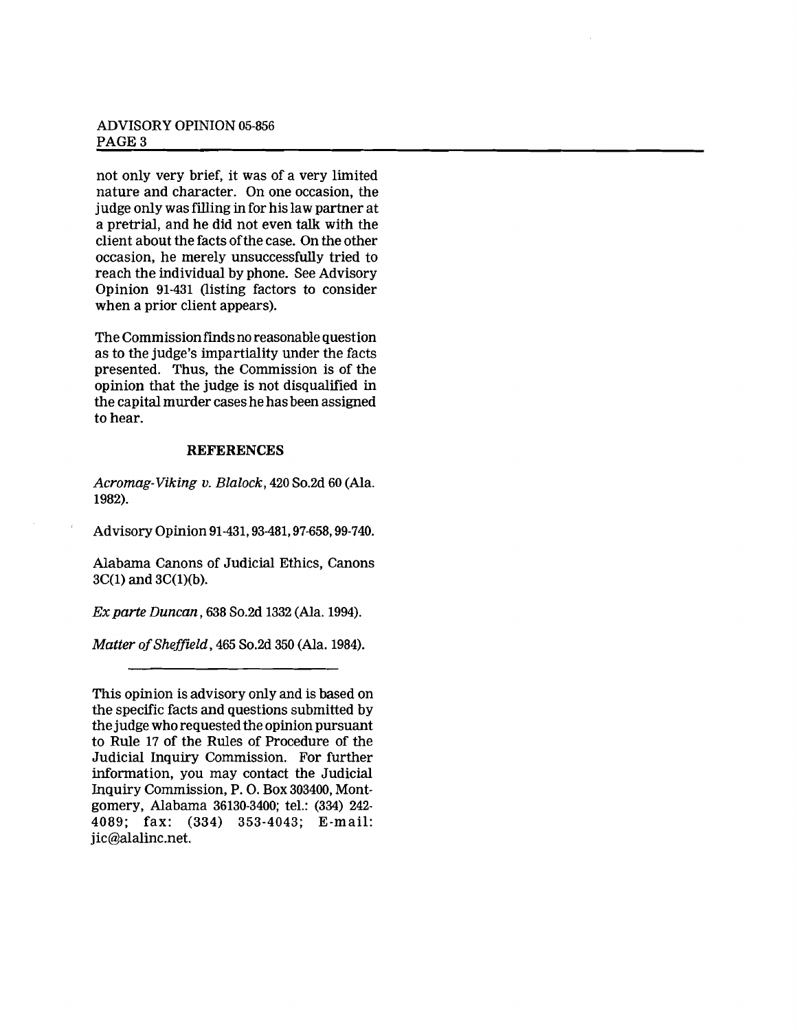not only very brief, it was of a very limited nature and character. On one occasion, the judge only was filling in for his law partner at a pretrial, and he did not even talk with the client about the facts of the case. On the other occasion, he merely unsuccessfully tried to reach the individual by phone. See Advisory Opinion 91-431 (listing factors to consider when a prior client appears).

The Commission finds no reasonable question as to the judge's impartiality under the facts presented. Thus, the Commission is of the opinion that the judge is not disqualified in the capital murder cases he has been assigned to hear.

## REFERENCES

*Acromag-Viking v. Blalock*, 420 So.2d 60 (Ala. 1982).

Advisory Opinion 91-431, 93-481, 97-658, 99-740.

Alabama Canons of Judicial Ethics, Canons 3C(1) and 3C(1)(b).

*Ex parte Duncan*, 638 So.2d 1332 (Ala. 1994).

*Matter of Sheffield*, 465 So.2d 350 (Ala. 1984).

---

This opinion is advisory only and is based on the specific facts and questions submitted by the judge who requested the opinion pursuant to Rule 17 of the Rules of Procedure of the Judicial Inquiry Commission. For further information, you may contact the Judicial Inquiry Commission, P. O. Box 303400, Montgomery, Alabama 36130-3400; tel.: (334) 242-4089; fax: (334) 353-4043; E-mail: jic@alalinc.net.